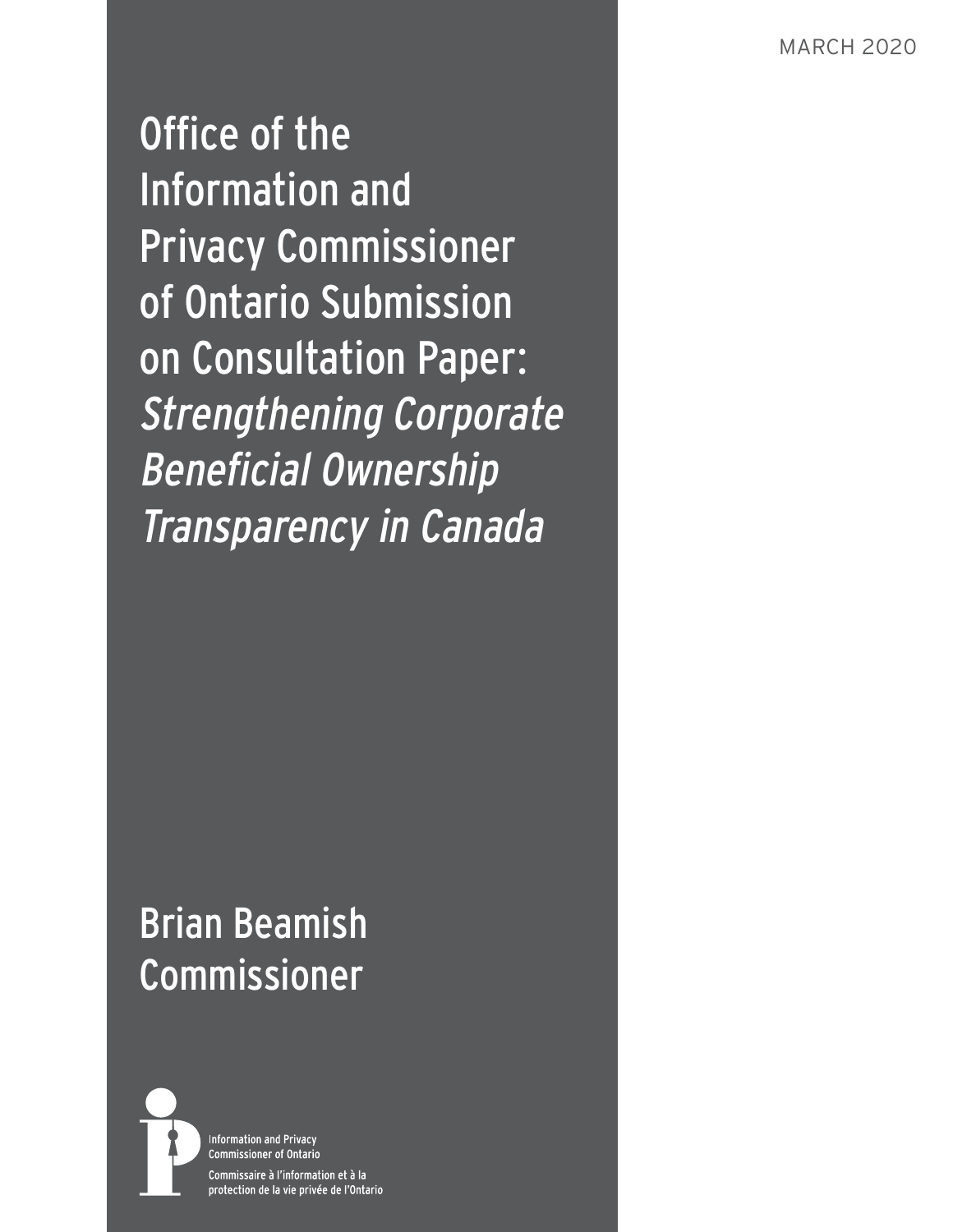MARCH 2020

# Office of the Information and Privacy Commissioner of Ontario Submission on Consultation Paper: *Strengthening Corporate Beneficial Ownership Transparency in Canada*

## Brian Beamish
## Commissioner

Information and Privacy Commissioner of Ontario

Commissaire à l'information et à la protection de la vie privée de l'Ontario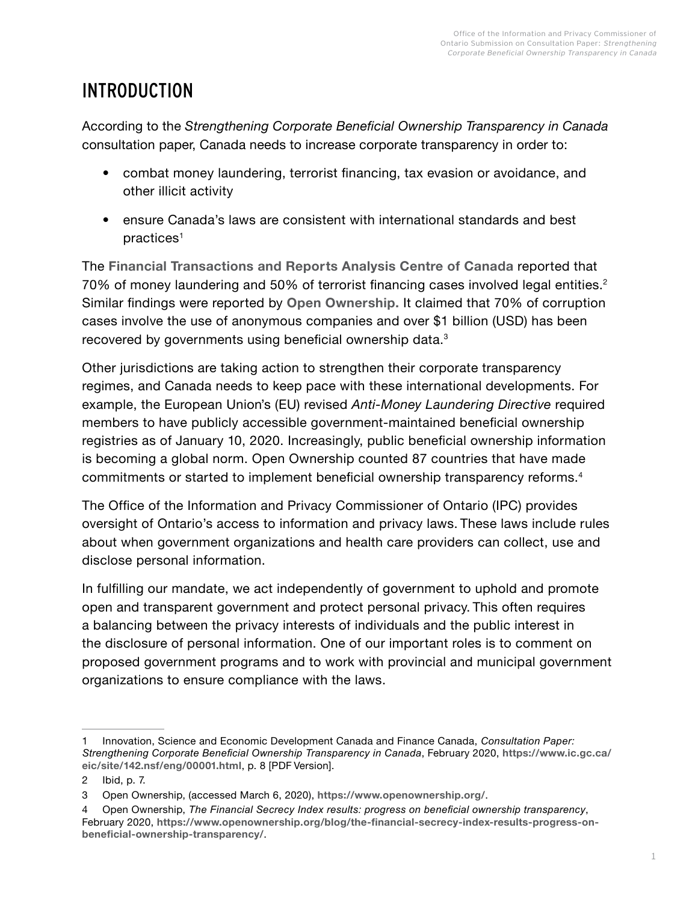# INTRODUCTION

According to the *Strengthening Corporate Beneficial Ownership Transparency in Canada* consultation paper, Canada needs to increase corporate transparency in order to:

- combat money laundering, terrorist financing, tax evasion or avoidance, and other illicit activity
- ensure Canada's laws are consistent with international standards and best practices[1]

The **Financial Transactions and Reports Analysis Centre of Canada** reported that 70% of money laundering and 50% of terrorist financing cases involved legal entities.[2] Similar findings were reported by **Open Ownership.** It claimed that 70% of corruption cases involve the use of anonymous companies and over $1 billion (USD) has been recovered by governments using beneficial ownership data.[3]

Other jurisdictions are taking action to strengthen their corporate transparency regimes, and Canada needs to keep pace with these international developments. For example, the European Union's (EU) revised *Anti-Money Laundering Directive* required members to have publicly accessible government-maintained beneficial ownership registries as of January 10, 2020. Increasingly, public beneficial ownership information is becoming a global norm. Open Ownership counted 87 countries that have made commitments or started to implement beneficial ownership transparency reforms.[4]

The Office of the Information and Privacy Commissioner of Ontario (IPC) provides oversight of Ontario's access to information and privacy laws. These laws include rules about when government organizations and health care providers can collect, use and disclose personal information.

In fulfilling our mandate, we act independently of government to uphold and promote open and transparent government and protect personal privacy. This often requires a balancing between the privacy interests of individuals and the public interest in the disclosure of personal information. One of our important roles is to comment on proposed government programs and to work with provincial and municipal government organizations to ensure compliance with the laws.

---

1 Innovation, Science and Economic Development Canada and Finance Canada, *Consultation Paper: Strengthening Corporate Beneficial Ownership Transparency in Canada*, February 2020, **https://www.ic.gc.ca/eic/site/142.nsf/eng/00001.html**, p. 8 [PDF Version].

2 Ibid, p. 7.

3 Open Ownership, (accessed March 6, 2020), **https://www.openownership.org/**.

4 Open Ownership, *The Financial Secrecy Index results: progress on beneficial ownership transparency*, February 2020, **https://www.openownership.org/blog/the-financial-secrecy-index-results-progress-on-beneficial-ownership-transparency/**.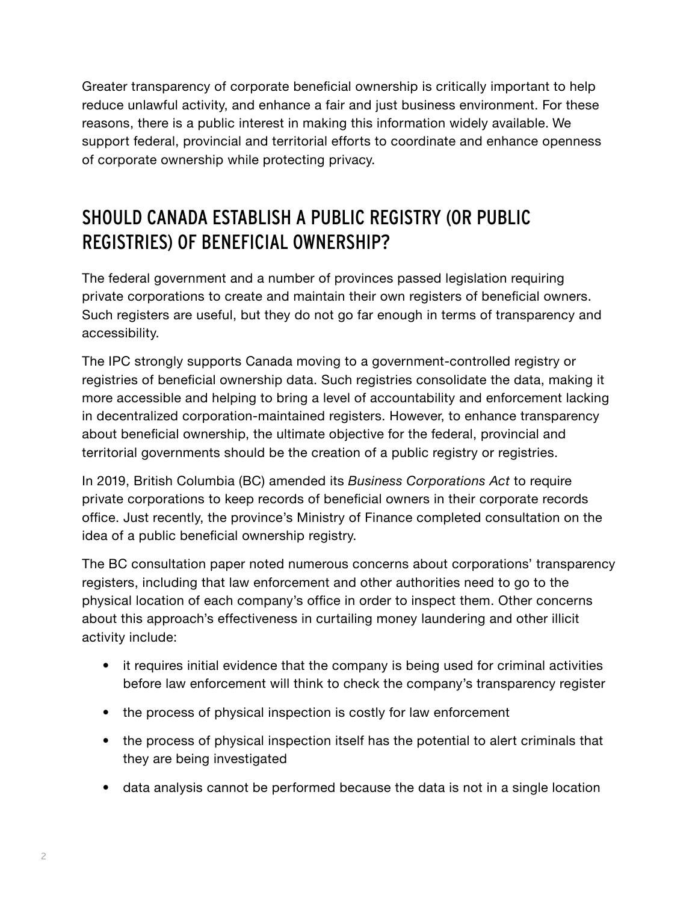Greater transparency of corporate beneficial ownership is critically important to help reduce unlawful activity, and enhance a fair and just business environment. For these reasons, there is a public interest in making this information widely available. We support federal, provincial and territorial efforts to coordinate and enhance openness of corporate ownership while protecting privacy.

## SHOULD CANADA ESTABLISH A PUBLIC REGISTRY (OR PUBLIC REGISTRIES) OF BENEFICIAL OWNERSHIP?

The federal government and a number of provinces passed legislation requiring private corporations to create and maintain their own registers of beneficial owners. Such registers are useful, but they do not go far enough in terms of transparency and accessibility.

The IPC strongly supports Canada moving to a government-controlled registry or registries of beneficial ownership data. Such registries consolidate the data, making it more accessible and helping to bring a level of accountability and enforcement lacking in decentralized corporation-maintained registers. However, to enhance transparency about beneficial ownership, the ultimate objective for the federal, provincial and territorial governments should be the creation of a public registry or registries.

In 2019, British Columbia (BC) amended its *Business Corporations Act* to require private corporations to keep records of beneficial owners in their corporate records office. Just recently, the province's Ministry of Finance completed consultation on the idea of a public beneficial ownership registry.

The BC consultation paper noted numerous concerns about corporations' transparency registers, including that law enforcement and other authorities need to go to the physical location of each company's office in order to inspect them. Other concerns about this approach's effectiveness in curtailing money laundering and other illicit activity include:

- it requires initial evidence that the company is being used for criminal activities before law enforcement will think to check the company's transparency register
- the process of physical inspection is costly for law enforcement
- the process of physical inspection itself has the potential to alert criminals that they are being investigated
- data analysis cannot be performed because the data is not in a single location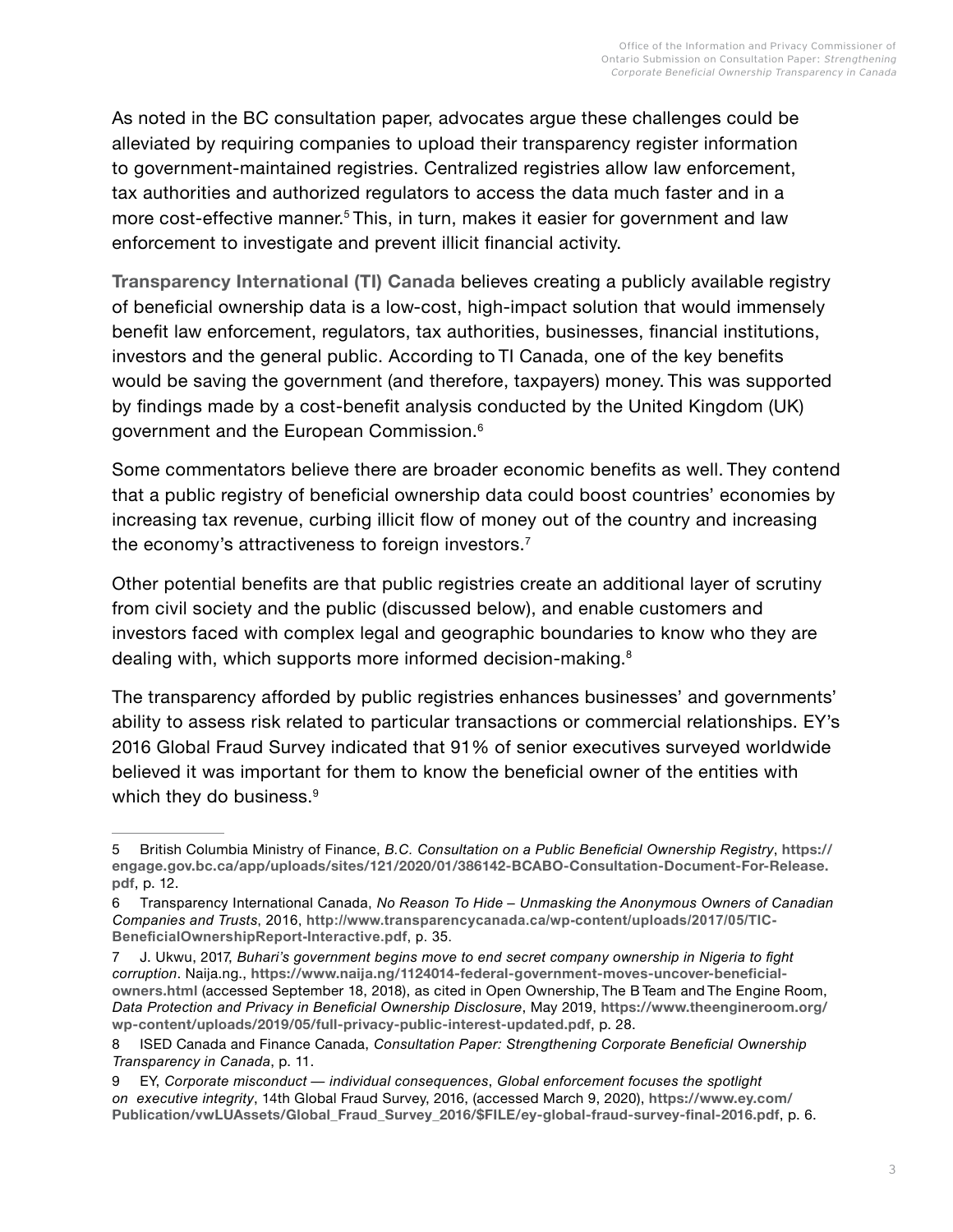As noted in the BC consultation paper, advocates argue these challenges could be alleviated by requiring companies to upload their transparency register information to government-maintained registries. Centralized registries allow law enforcement, tax authorities and authorized regulators to access the data much faster and in a more cost-effective manner.[5] This, in turn, makes it easier for government and law enforcement to investigate and prevent illicit financial activity.

**Transparency International (TI) Canada** believes creating a publicly available registry of beneficial ownership data is a low-cost, high-impact solution that would immensely benefit law enforcement, regulators, tax authorities, businesses, financial institutions, investors and the general public. According to TI Canada, one of the key benefits would be saving the government (and therefore, taxpayers) money. This was supported by findings made by a cost-benefit analysis conducted by the United Kingdom (UK) government and the European Commission.[6]

Some commentators believe there are broader economic benefits as well. They contend that a public registry of beneficial ownership data could boost countries' economies by increasing tax revenue, curbing illicit flow of money out of the country and increasing the economy's attractiveness to foreign investors.[7]

Other potential benefits are that public registries create an additional layer of scrutiny from civil society and the public (discussed below), and enable customers and investors faced with complex legal and geographic boundaries to know who they are dealing with, which supports more informed decision-making.[8]

The transparency afforded by public registries enhances businesses' and governments' ability to assess risk related to particular transactions or commercial relationships. EY's 2016 Global Fraud Survey indicated that 91% of senior executives surveyed worldwide believed it was important for them to know the beneficial owner of the entities with which they do business.[9]

---

5 British Columbia Ministry of Finance, *B.C. Consultation on a Public Beneficial Ownership Registry*, **https://engage.gov.bc.ca/app/uploads/sites/121/2020/01/386142-BCABO-Consultation-Document-For-Release.pdf**, p. 12.

6 Transparency International Canada, *No Reason To Hide – Unmasking the Anonymous Owners of Canadian Companies and Trusts*, 2016, **http://www.transparencycanada.ca/wp-content/uploads/2017/05/TIC-BeneficialOwnershipReport-Interactive.pdf**, p. 35.

7 J. Ukwu, 2017, *Buhari's government begins move to end secret company ownership in Nigeria to fight corruption*. Naija.ng., **https://www.naija.ng/1124014-federal-government-moves-uncover-beneficial-owners.html** (accessed September 18, 2018), as cited in Open Ownership, The B Team and The Engine Room, *Data Protection and Privacy in Beneficial Ownership Disclosure*, May 2019, **https://www.theengineroom.org/wp-content/uploads/2019/05/full-privacy-public-interest-updated.pdf**, p. 28.

8 ISED Canada and Finance Canada, *Consultation Paper: Strengthening Corporate Beneficial Ownership Transparency in Canada*, p. 11.

9 EY, *Corporate misconduct — individual consequences*, *Global enforcement focuses the spotlight on executive integrity*, 14th Global Fraud Survey, 2016, (accessed March 9, 2020), **https://www.ey.com/Publication/vwLUAssets/Global_Fraud_Survey_2016/$FILE/ey-global-fraud-survey-final-2016.pdf**, p. 6.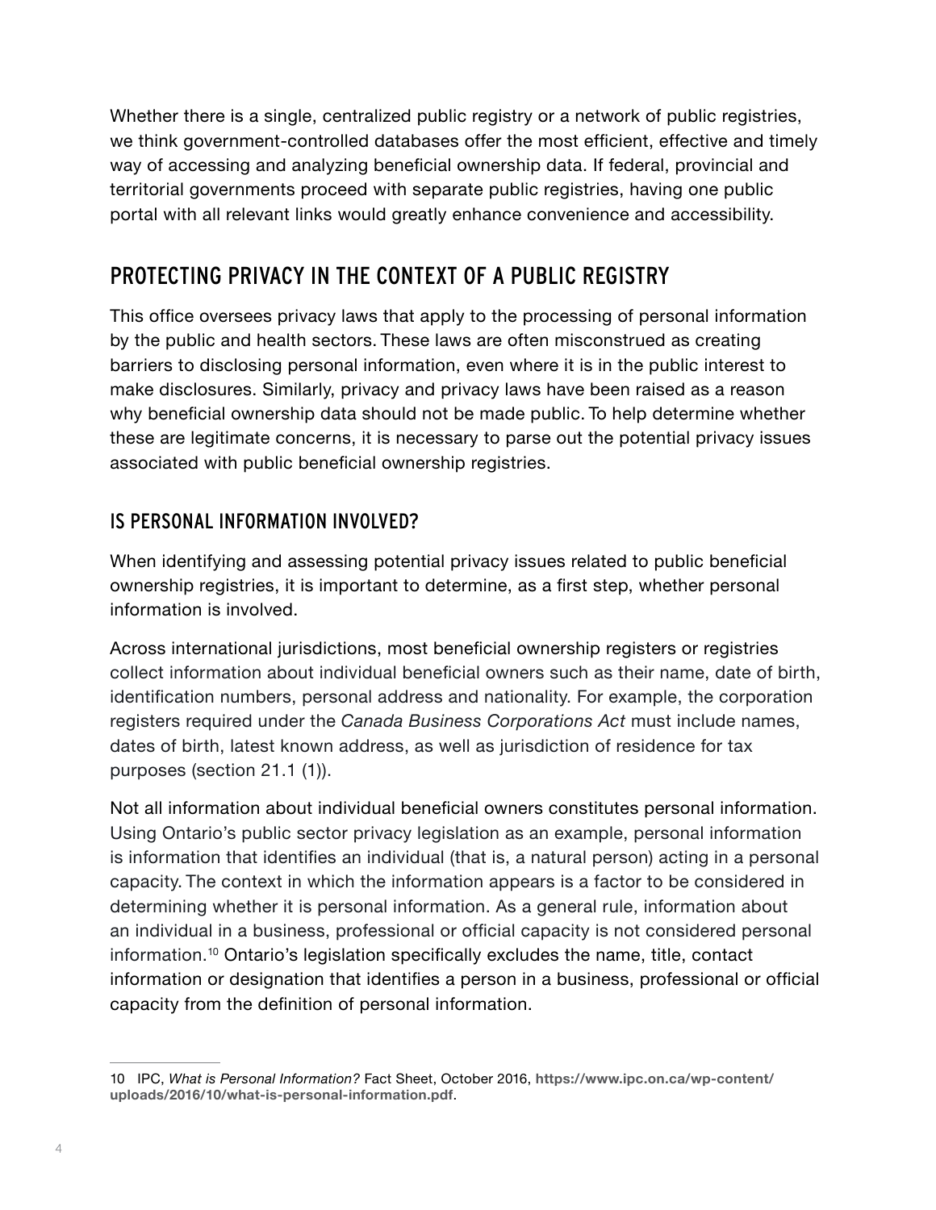Whether there is a single, centralized public registry or a network of public registries, we think government-controlled databases offer the most efficient, effective and timely way of accessing and analyzing beneficial ownership data. If federal, provincial and territorial governments proceed with separate public registries, having one public portal with all relevant links would greatly enhance convenience and accessibility.

## PROTECTING PRIVACY IN THE CONTEXT OF A PUBLIC REGISTRY

This office oversees privacy laws that apply to the processing of personal information by the public and health sectors. These laws are often misconstrued as creating barriers to disclosing personal information, even where it is in the public interest to make disclosures. Similarly, privacy and privacy laws have been raised as a reason why beneficial ownership data should not be made public. To help determine whether these are legitimate concerns, it is necessary to parse out the potential privacy issues associated with public beneficial ownership registries.

### IS PERSONAL INFORMATION INVOLVED?

When identifying and assessing potential privacy issues related to public beneficial ownership registries, it is important to determine, as a first step, whether personal information is involved.

Across international jurisdictions, most beneficial ownership registers or registries collect information about individual beneficial owners such as their name, date of birth, identification numbers, personal address and nationality. For example, the corporation registers required under the *Canada Business Corporations Act* must include names, dates of birth, latest known address, as well as jurisdiction of residence for tax purposes (section 21.1 (1)).

Not all information about individual beneficial owners constitutes personal information. Using Ontario's public sector privacy legislation as an example, personal information is information that identifies an individual (that is, a natural person) acting in a personal capacity. The context in which the information appears is a factor to be considered in determining whether it is personal information. As a general rule, information about an individual in a business, professional or official capacity is not considered personal information.[10] Ontario's legislation specifically excludes the name, title, contact information or designation that identifies a person in a business, professional or official capacity from the definition of personal information.

---

10 IPC, *What is Personal Information?* Fact Sheet, October 2016, **https://www.ipc.on.ca/wp-content/uploads/2016/10/what-is-personal-information.pdf**.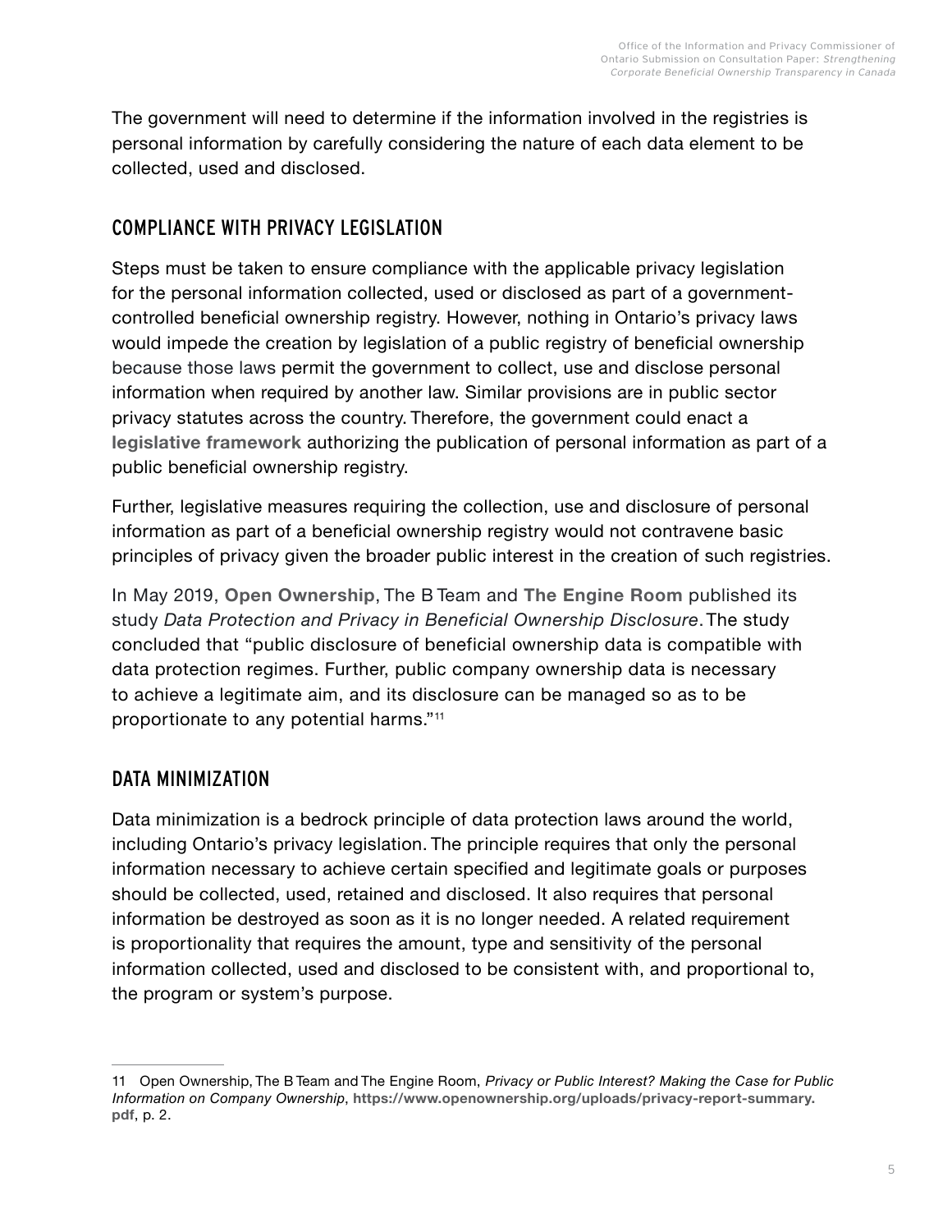The government will need to determine if the information involved in the registries is personal information by carefully considering the nature of each data element to be collected, used and disclosed.

## COMPLIANCE WITH PRIVACY LEGISLATION

Steps must be taken to ensure compliance with the applicable privacy legislation for the personal information collected, used or disclosed as part of a government-controlled beneficial ownership registry. However, nothing in Ontario's privacy laws would impede the creation by legislation of a public registry of beneficial ownership because those laws permit the government to collect, use and disclose personal information when required by another law. Similar provisions are in public sector privacy statutes across the country. Therefore, the government could enact a **legislative framework** authorizing the publication of personal information as part of a public beneficial ownership registry.

Further, legislative measures requiring the collection, use and disclosure of personal information as part of a beneficial ownership registry would not contravene basic principles of privacy given the broader public interest in the creation of such registries.

In May 2019, **Open Ownership**, The B Team and **The Engine Room** published its study *Data Protection and Privacy in Beneficial Ownership Disclosure*. The study concluded that "public disclosure of beneficial ownership data is compatible with data protection regimes. Further, public company ownership data is necessary to achieve a legitimate aim, and its disclosure can be managed so as to be proportionate to any potential harms."[11]

## DATA MINIMIZATION

Data minimization is a bedrock principle of data protection laws around the world, including Ontario's privacy legislation. The principle requires that only the personal information necessary to achieve certain specified and legitimate goals or purposes should be collected, used, retained and disclosed. It also requires that personal information be destroyed as soon as it is no longer needed. A related requirement is proportionality that requires the amount, type and sensitivity of the personal information collected, used and disclosed to be consistent with, and proportional to, the program or system's purpose.

---

11 Open Ownership, The B Team and The Engine Room, *Privacy or Public Interest? Making the Case for Public Information on Company Ownership*, **https://www.openownership.org/uploads/privacy-report-summary.pdf**, p. 2.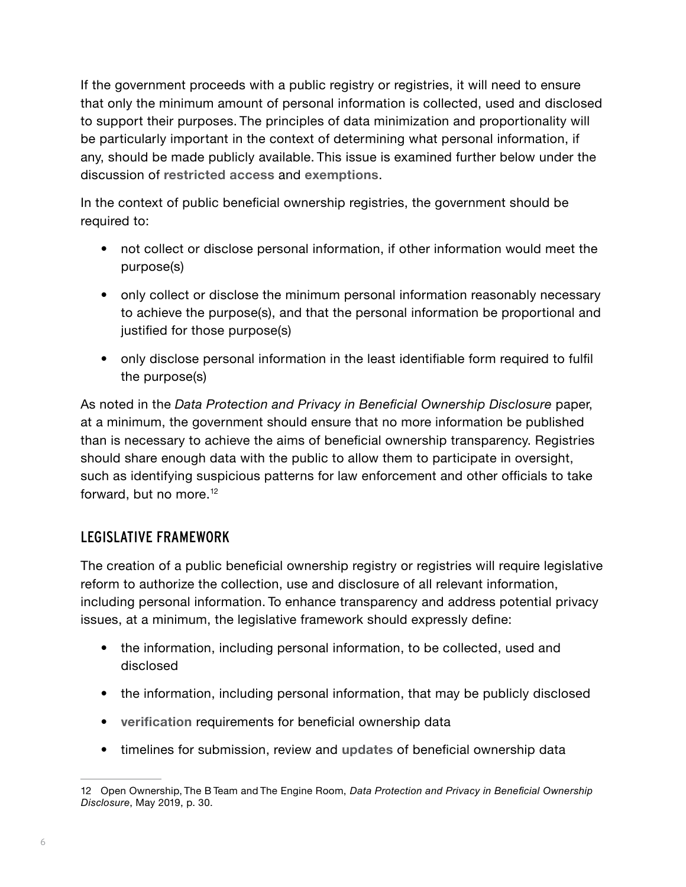If the government proceeds with a public registry or registries, it will need to ensure that only the minimum amount of personal information is collected, used and disclosed to support their purposes. The principles of data minimization and proportionality will be particularly important in the context of determining what personal information, if any, should be made publicly available. This issue is examined further below under the discussion of **restricted access** and **exemptions**.

In the context of public beneficial ownership registries, the government should be required to:

- not collect or disclose personal information, if other information would meet the purpose(s)
- only collect or disclose the minimum personal information reasonably necessary to achieve the purpose(s), and that the personal information be proportional and justified for those purpose(s)
- only disclose personal information in the least identifiable form required to fulfil the purpose(s)

As noted in the *Data Protection and Privacy in Beneficial Ownership Disclosure* paper, at a minimum, the government should ensure that no more information be published than is necessary to achieve the aims of beneficial ownership transparency. Registries should share enough data with the public to allow them to participate in oversight, such as identifying suspicious patterns for law enforcement and other officials to take forward, but no more.[12]

## LEGISLATIVE FRAMEWORK

The creation of a public beneficial ownership registry or registries will require legislative reform to authorize the collection, use and disclosure of all relevant information, including personal information. To enhance transparency and address potential privacy issues, at a minimum, the legislative framework should expressly define:

- the information, including personal information, to be collected, used and disclosed
- the information, including personal information, that may be publicly disclosed
- **verification** requirements for beneficial ownership data
- timelines for submission, review and **updates** of beneficial ownership data

---

12 Open Ownership, The B Team and The Engine Room, *Data Protection and Privacy in Beneficial Ownership Disclosure*, May 2019, p. 30.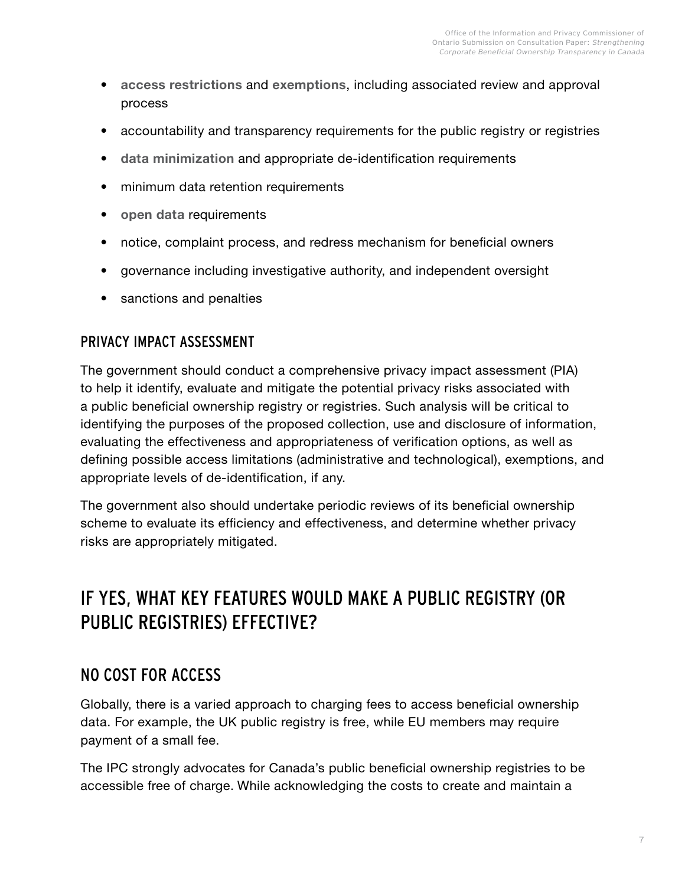- **access restrictions** and **exemptions**, including associated review and approval process
- accountability and transparency requirements for the public registry or registries
- **data minimization** and appropriate de-identification requirements
- minimum data retention requirements
- **open data** requirements
- notice, complaint process, and redress mechanism for beneficial owners
- governance including investigative authority, and independent oversight
- sanctions and penalties

### PRIVACY IMPACT ASSESSMENT

The government should conduct a comprehensive privacy impact assessment (PIA) to help it identify, evaluate and mitigate the potential privacy risks associated with a public beneficial ownership registry or registries. Such analysis will be critical to identifying the purposes of the proposed collection, use and disclosure of information, evaluating the effectiveness and appropriateness of verification options, as well as defining possible access limitations (administrative and technological), exemptions, and appropriate levels of de-identification, if any.

The government also should undertake periodic reviews of its beneficial ownership scheme to evaluate its efficiency and effectiveness, and determine whether privacy risks are appropriately mitigated.

## IF YES, WHAT KEY FEATURES WOULD MAKE A PUBLIC REGISTRY (OR PUBLIC REGISTRIES) EFFECTIVE?

### NO COST FOR ACCESS

Globally, there is a varied approach to charging fees to access beneficial ownership data. For example, the UK public registry is free, while EU members may require payment of a small fee.

The IPC strongly advocates for Canada's public beneficial ownership registries to be accessible free of charge. While acknowledging the costs to create and maintain a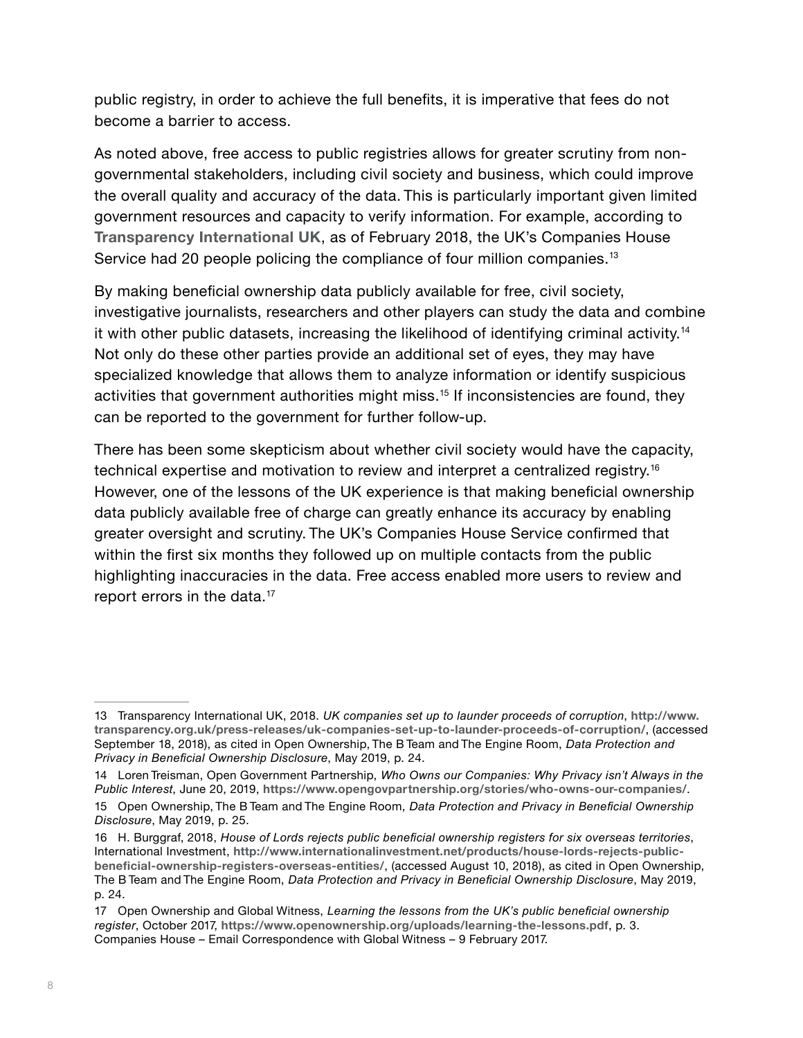public registry, in order to achieve the full benefits, it is imperative that fees do not become a barrier to access.

As noted above, free access to public registries allows for greater scrutiny from non-governmental stakeholders, including civil society and business, which could improve the overall quality and accuracy of the data. This is particularly important given limited government resources and capacity to verify information. For example, according to **Transparency International UK**, as of February 2018, the UK's Companies House Service had 20 people policing the compliance of four million companies.[13]

By making beneficial ownership data publicly available for free, civil society, investigative journalists, researchers and other players can study the data and combine it with other public datasets, increasing the likelihood of identifying criminal activity.[14] Not only do these other parties provide an additional set of eyes, they may have specialized knowledge that allows them to analyze information or identify suspicious activities that government authorities might miss.[15] If inconsistencies are found, they can be reported to the government for further follow-up.

There has been some skepticism about whether civil society would have the capacity, technical expertise and motivation to review and interpret a centralized registry.[16] However, one of the lessons of the UK experience is that making beneficial ownership data publicly available free of charge can greatly enhance its accuracy by enabling greater oversight and scrutiny. The UK's Companies House Service confirmed that within the first six months they followed up on multiple contacts from the public highlighting inaccuracies in the data. Free access enabled more users to review and report errors in the data.[17]

---

13 Transparency International UK, 2018. *UK companies set up to launder proceeds of corruption*, **http://www.transparency.org.uk/press-releases/uk-companies-set-up-to-launder-proceeds-of-corruption/**, (accessed September 18, 2018), as cited in Open Ownership, The B Team and The Engine Room, *Data Protection and Privacy in Beneficial Ownership Disclosure*, May 2019, p. 24.

14 Loren Treisman, Open Government Partnership, *Who Owns our Companies: Why Privacy isn't Always in the Public Interest*, June 20, 2019, **https://www.opengovpartnership.org/stories/who-owns-our-companies/**.

15 Open Ownership, The B Team and The Engine Room, *Data Protection and Privacy in Beneficial Ownership Disclosure*, May 2019, p. 25.

16 H. Burggraf, 2018, *House of Lords rejects public beneficial ownership registers for six overseas territories*, International Investment, **http://www.internationalinvestment.net/products/house-lords-rejects-public-beneficial-ownership-registers-overseas-entities/**, (accessed August 10, 2018), as cited in Open Ownership, The B Team and The Engine Room, *Data Protection and Privacy in Beneficial Ownership Disclosure*, May 2019, p. 24.

17 Open Ownership and Global Witness, *Learning the lessons from the UK's public beneficial ownership register*, October 2017, **https://www.openownership.org/uploads/learning-the-lessons.pdf**, p. 3. Companies House – Email Correspondence with Global Witness – 9 February 2017.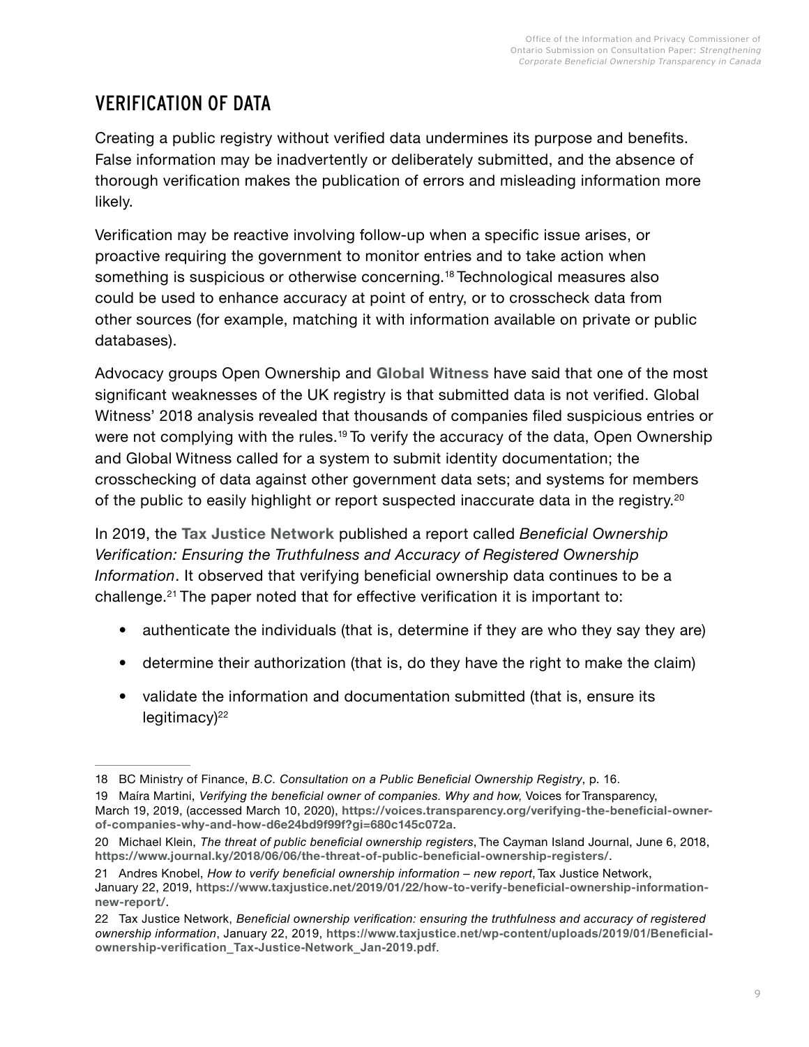## VERIFICATION OF DATA

Creating a public registry without verified data undermines its purpose and benefits. False information may be inadvertently or deliberately submitted, and the absence of thorough verification makes the publication of errors and misleading information more likely.

Verification may be reactive involving follow-up when a specific issue arises, or proactive requiring the government to monitor entries and to take action when something is suspicious or otherwise concerning.[18] Technological measures also could be used to enhance accuracy at point of entry, or to crosscheck data from other sources (for example, matching it with information available on private or public databases).

Advocacy groups Open Ownership and **Global Witness** have said that one of the most significant weaknesses of the UK registry is that submitted data is not verified. Global Witness' 2018 analysis revealed that thousands of companies filed suspicious entries or were not complying with the rules.[19] To verify the accuracy of the data, Open Ownership and Global Witness called for a system to submit identity documentation; the crosschecking of data against other government data sets; and systems for members of the public to easily highlight or report suspected inaccurate data in the registry.[20]

In 2019, the **Tax Justice Network** published a report called *Beneficial Ownership Verification: Ensuring the Truthfulness and Accuracy of Registered Ownership Information*. It observed that verifying beneficial ownership data continues to be a challenge.[21] The paper noted that for effective verification it is important to:

- authenticate the individuals (that is, determine if they are who they say they are)
- determine their authorization (that is, do they have the right to make the claim)
- validate the information and documentation submitted (that is, ensure its legitimacy)[22]

---

18 BC Ministry of Finance, *B.C. Consultation on a Public Beneficial Ownership Registry*, p. 16.

19 Maíra Martini, *Verifying the beneficial owner of companies. Why and how,* Voices for Transparency, March 19, 2019, (accessed March 10, 2020), **https://voices.transparency.org/verifying-the-beneficial-owner-of-companies-why-and-how-d6e24bd9f99f?gi=680c145c072a**.

20 Michael Klein, *The threat of public beneficial ownership registers*, The Cayman Island Journal, June 6, 2018, **https://www.journal.ky/2018/06/06/the-threat-of-public-beneficial-ownership-registers/**.

21 Andres Knobel, *How to verify beneficial ownership information – new report*, Tax Justice Network, January 22, 2019, **https://www.taxjustice.net/2019/01/22/how-to-verify-beneficial-ownership-information-new-report/**.

22 Tax Justice Network, *Beneficial ownership verification: ensuring the truthfulness and accuracy of registered ownership information*, January 22, 2019, **https://www.taxjustice.net/wp-content/uploads/2019/01/Beneficial-ownership-verification_Tax-Justice-Network_Jan-2019.pdf**.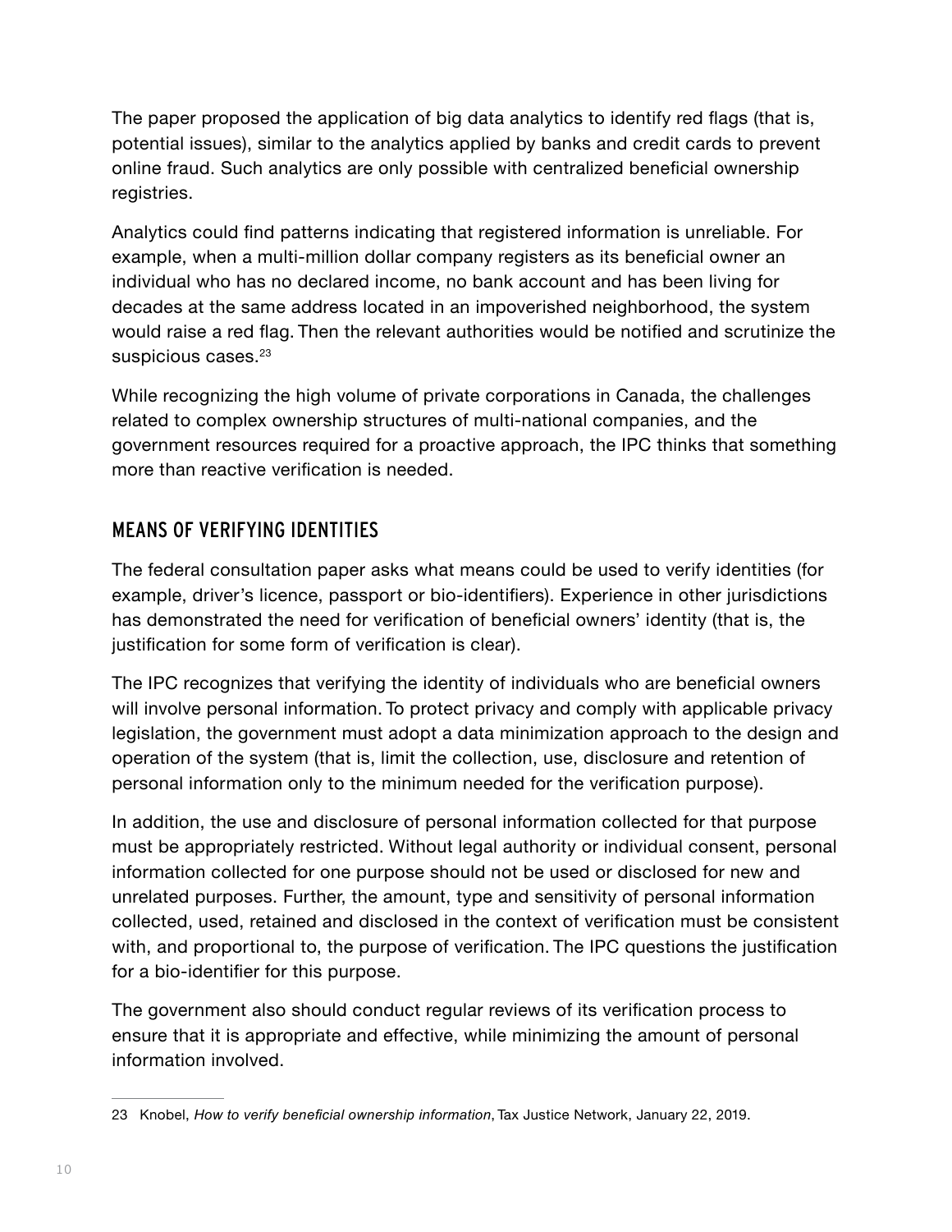The paper proposed the application of big data analytics to identify red flags (that is, potential issues), similar to the analytics applied by banks and credit cards to prevent online fraud. Such analytics are only possible with centralized beneficial ownership registries.

Analytics could find patterns indicating that registered information is unreliable. For example, when a multi-million dollar company registers as its beneficial owner an individual who has no declared income, no bank account and has been living for decades at the same address located in an impoverished neighborhood, the system would raise a red flag. Then the relevant authorities would be notified and scrutinize the suspicious cases.[23]

While recognizing the high volume of private corporations in Canada, the challenges related to complex ownership structures of multi-national companies, and the government resources required for a proactive approach, the IPC thinks that something more than reactive verification is needed.

## MEANS OF VERIFYING IDENTITIES

The federal consultation paper asks what means could be used to verify identities (for example, driver's licence, passport or bio-identifiers). Experience in other jurisdictions has demonstrated the need for verification of beneficial owners' identity (that is, the justification for some form of verification is clear).

The IPC recognizes that verifying the identity of individuals who are beneficial owners will involve personal information. To protect privacy and comply with applicable privacy legislation, the government must adopt a data minimization approach to the design and operation of the system (that is, limit the collection, use, disclosure and retention of personal information only to the minimum needed for the verification purpose).

In addition, the use and disclosure of personal information collected for that purpose must be appropriately restricted. Without legal authority or individual consent, personal information collected for one purpose should not be used or disclosed for new and unrelated purposes. Further, the amount, type and sensitivity of personal information collected, used, retained and disclosed in the context of verification must be consistent with, and proportional to, the purpose of verification. The IPC questions the justification for a bio-identifier for this purpose.

The government also should conduct regular reviews of its verification process to ensure that it is appropriate and effective, while minimizing the amount of personal information involved.

---

23 Knobel, *How to verify beneficial ownership information*, Tax Justice Network, January 22, 2019.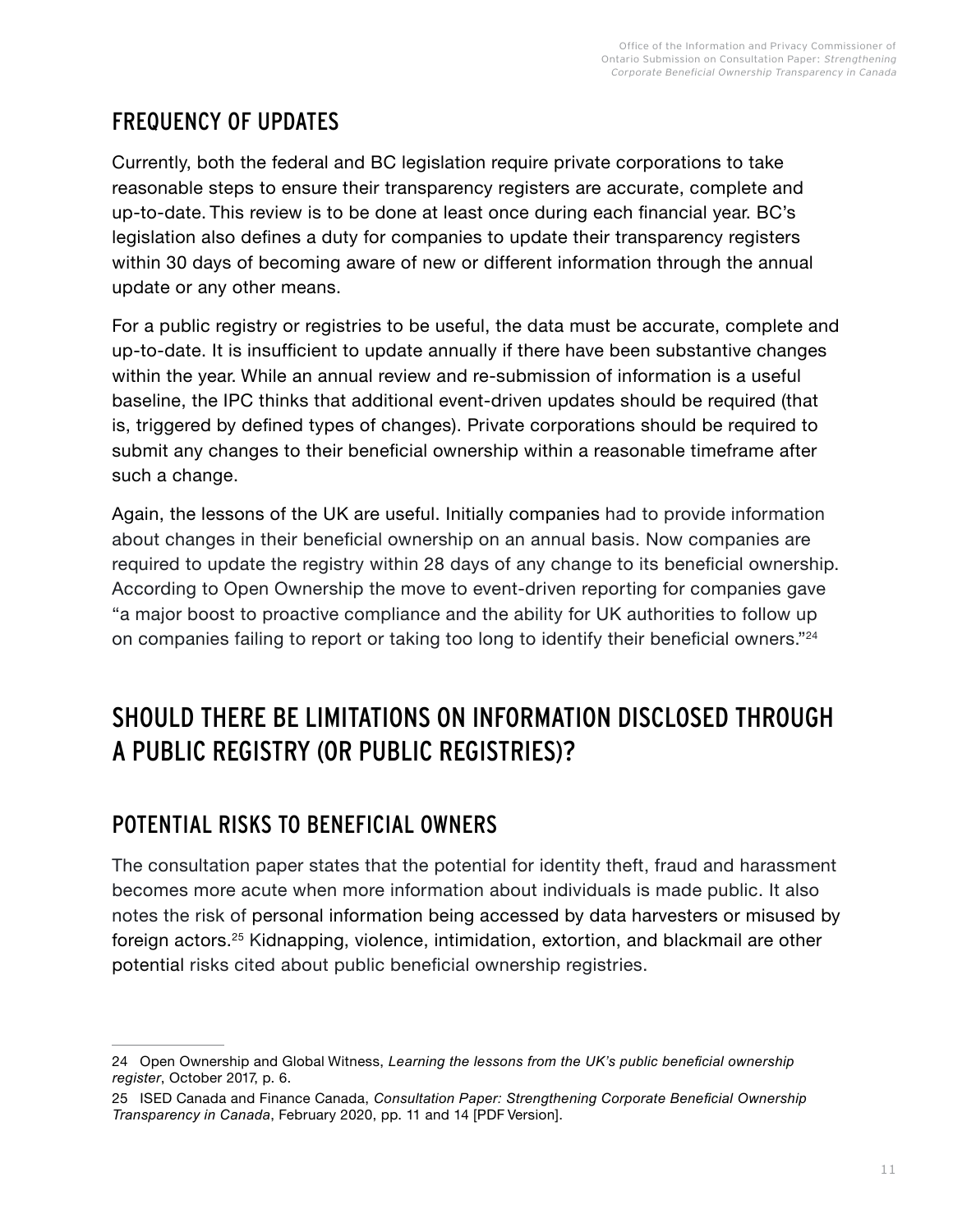## FREQUENCY OF UPDATES

Currently, both the federal and BC legislation require private corporations to take reasonable steps to ensure their transparency registers are accurate, complete and up-to-date. This review is to be done at least once during each financial year. BC's legislation also defines a duty for companies to update their transparency registers within 30 days of becoming aware of new or different information through the annual update or any other means.

For a public registry or registries to be useful, the data must be accurate, complete and up-to-date. It is insufficient to update annually if there have been substantive changes within the year. While an annual review and re-submission of information is a useful baseline, the IPC thinks that additional event-driven updates should be required (that is, triggered by defined types of changes). Private corporations should be required to submit any changes to their beneficial ownership within a reasonable timeframe after such a change.

Again, the lessons of the UK are useful. Initially companies had to provide information about changes in their beneficial ownership on an annual basis. Now companies are required to update the registry within 28 days of any change to its beneficial ownership. According to Open Ownership the move to event-driven reporting for companies gave "a major boost to proactive compliance and the ability for UK authorities to follow up on companies failing to report or taking too long to identify their beneficial owners."[24]

# SHOULD THERE BE LIMITATIONS ON INFORMATION DISCLOSED THROUGH A PUBLIC REGISTRY (OR PUBLIC REGISTRIES)?

## POTENTIAL RISKS TO BENEFICIAL OWNERS

The consultation paper states that the potential for identity theft, fraud and harassment becomes more acute when more information about individuals is made public. It also notes the risk of personal information being accessed by data harvesters or misused by foreign actors.[25] Kidnapping, violence, intimidation, extortion, and blackmail are other potential risks cited about public beneficial ownership registries.

---

24 Open Ownership and Global Witness, *Learning the lessons from the UK's public beneficial ownership register*, October 2017, p. 6.

25 ISED Canada and Finance Canada, *Consultation Paper: Strengthening Corporate Beneficial Ownership Transparency in Canada*, February 2020, pp. 11 and 14 [PDF Version].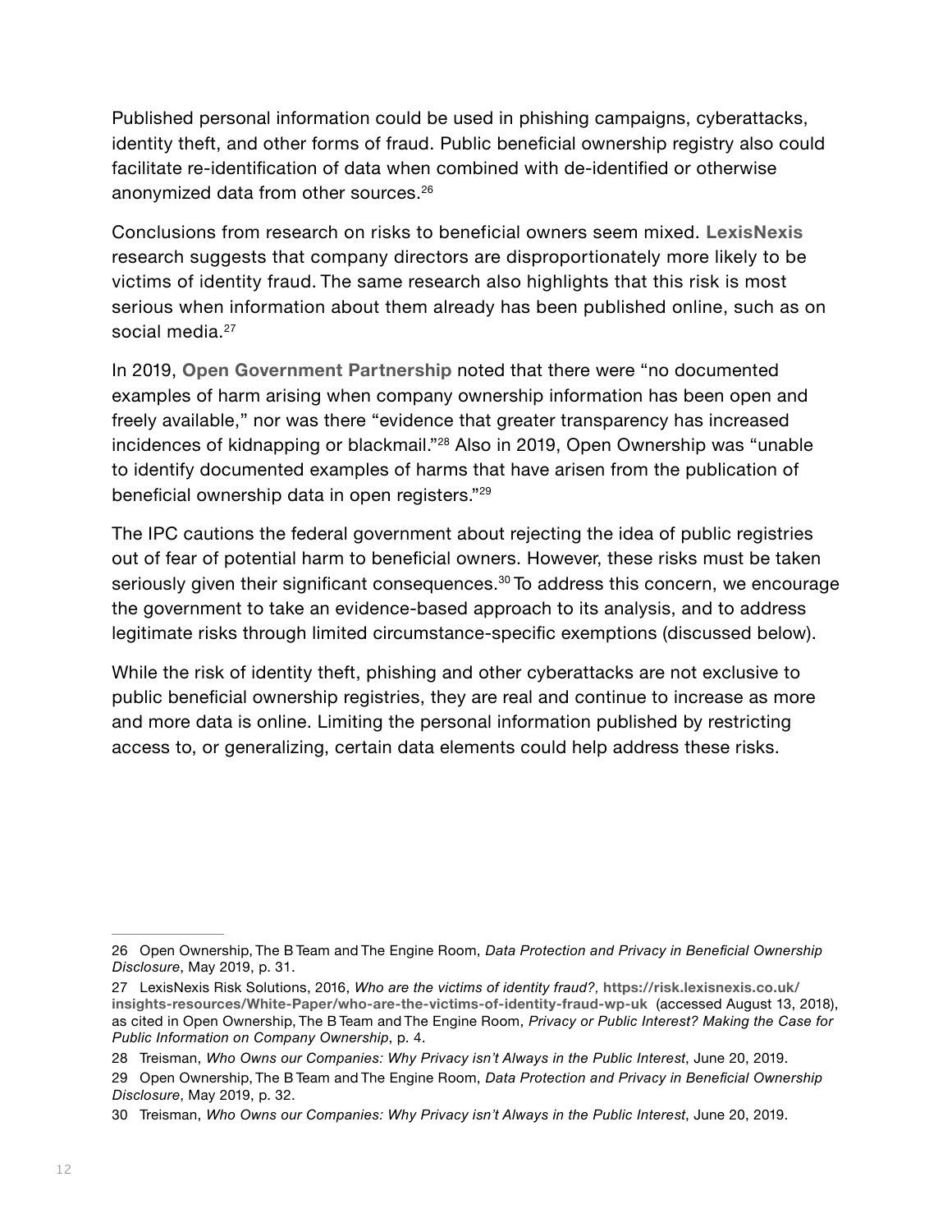Published personal information could be used in phishing campaigns, cyberattacks, identity theft, and other forms of fraud. Public beneficial ownership registry also could facilitate re-identification of data when combined with de-identified or otherwise anonymized data from other sources.[26]

Conclusions from research on risks to beneficial owners seem mixed. **LexisNexis** research suggests that company directors are disproportionately more likely to be victims of identity fraud. The same research also highlights that this risk is most serious when information about them already has been published online, such as on social media.[27]

In 2019, **Open Government Partnership** noted that there were "no documented examples of harm arising when company ownership information has been open and freely available," nor was there "evidence that greater transparency has increased incidences of kidnapping or blackmail."[28] Also in 2019, Open Ownership was "unable to identify documented examples of harms that have arisen from the publication of beneficial ownership data in open registers."[29]

The IPC cautions the federal government about rejecting the idea of public registries out of fear of potential harm to beneficial owners. However, these risks must be taken seriously given their significant consequences.[30] To address this concern, we encourage the government to take an evidence-based approach to its analysis, and to address legitimate risks through limited circumstance-specific exemptions (discussed below).

While the risk of identity theft, phishing and other cyberattacks are not exclusive to public beneficial ownership registries, they are real and continue to increase as more and more data is online. Limiting the personal information published by restricting access to, or generalizing, certain data elements could help address these risks.

---

26 Open Ownership, The B Team and The Engine Room, *Data Protection and Privacy in Beneficial Ownership Disclosure*, May 2019, p. 31.

27 LexisNexis Risk Solutions, 2016, *Who are the victims of identity fraud?,* **https://risk.lexisnexis.co.uk/insights-resources/White-Paper/who-are-the-victims-of-identity-fraud-wp-uk** (accessed August 13, 2018), as cited in Open Ownership, The B Team and The Engine Room, *Privacy or Public Interest? Making the Case for Public Information on Company Ownership*, p. 4.

28 Treisman, *Who Owns our Companies: Why Privacy isn't Always in the Public Interest*, June 20, 2019.

29 Open Ownership, The B Team and The Engine Room, *Data Protection and Privacy in Beneficial Ownership Disclosure*, May 2019, p. 32.

30 Treisman, *Who Owns our Companies: Why Privacy isn't Always in the Public Interest*, June 20, 2019.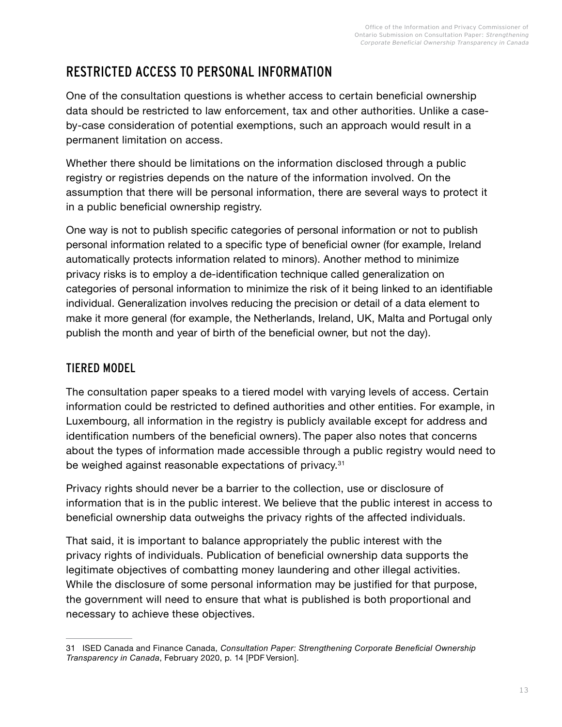## RESTRICTED ACCESS TO PERSONAL INFORMATION

One of the consultation questions is whether access to certain beneficial ownership data should be restricted to law enforcement, tax and other authorities. Unlike a case-by-case consideration of potential exemptions, such an approach would result in a permanent limitation on access.

Whether there should be limitations on the information disclosed through a public registry or registries depends on the nature of the information involved. On the assumption that there will be personal information, there are several ways to protect it in a public beneficial ownership registry.

One way is not to publish specific categories of personal information or not to publish personal information related to a specific type of beneficial owner (for example, Ireland automatically protects information related to minors). Another method to minimize privacy risks is to employ a de-identification technique called generalization on categories of personal information to minimize the risk of it being linked to an identifiable individual. Generalization involves reducing the precision or detail of a data element to make it more general (for example, the Netherlands, Ireland, UK, Malta and Portugal only publish the month and year of birth of the beneficial owner, but not the day).

### TIERED MODEL

The consultation paper speaks to a tiered model with varying levels of access. Certain information could be restricted to defined authorities and other entities. For example, in Luxembourg, all information in the registry is publicly available except for address and identification numbers of the beneficial owners). The paper also notes that concerns about the types of information made accessible through a public registry would need to be weighed against reasonable expectations of privacy.[31]

Privacy rights should never be a barrier to the collection, use or disclosure of information that is in the public interest. We believe that the public interest in access to beneficial ownership data outweighs the privacy rights of the affected individuals.

That said, it is important to balance appropriately the public interest with the privacy rights of individuals. Publication of beneficial ownership data supports the legitimate objectives of combatting money laundering and other illegal activities. While the disclosure of some personal information may be justified for that purpose, the government will need to ensure that what is published is both proportional and necessary to achieve these objectives.

---

31 ISED Canada and Finance Canada, *Consultation Paper: Strengthening Corporate Beneficial Ownership Transparency in Canada*, February 2020, p. 14 [PDF Version].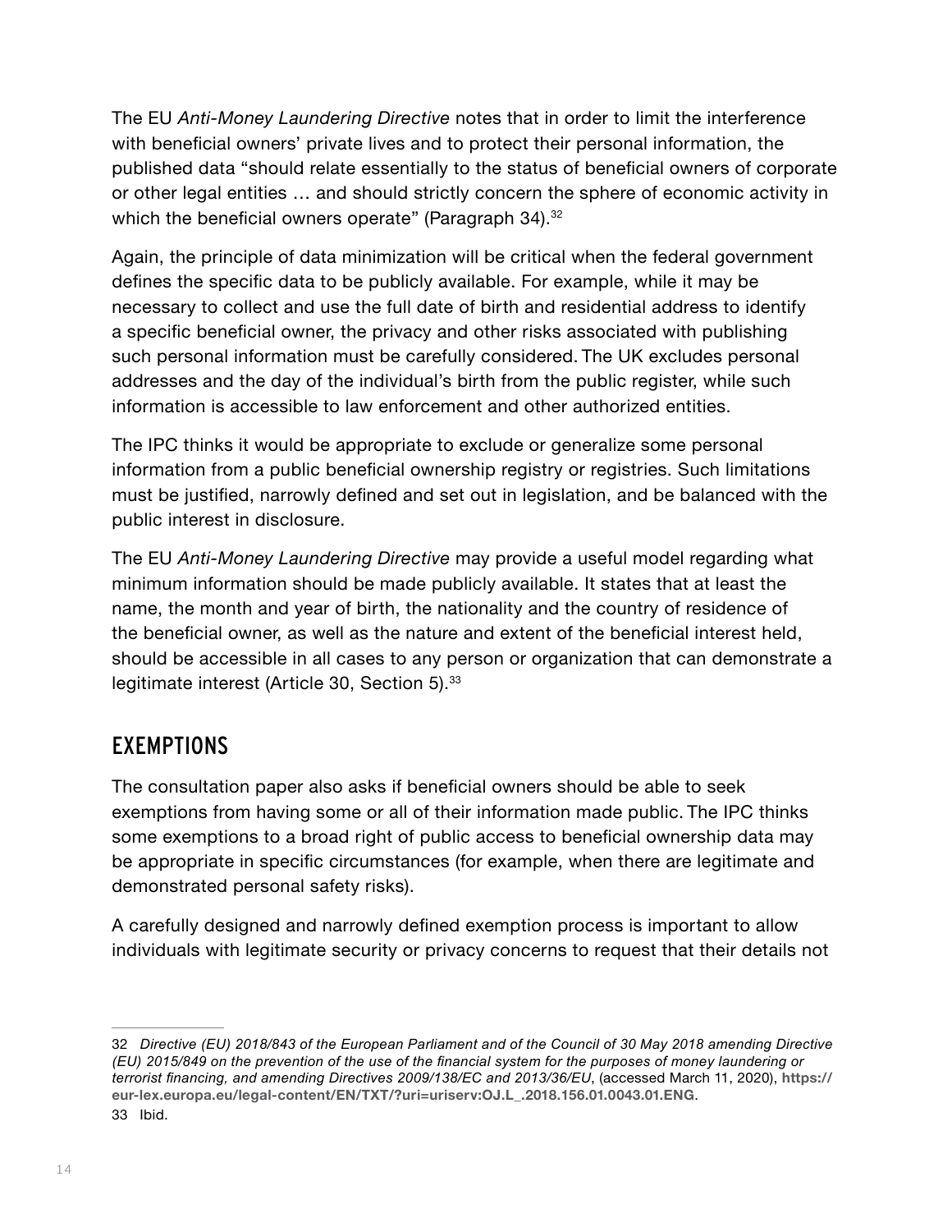The EU *Anti-Money Laundering Directive* notes that in order to limit the interference with beneficial owners' private lives and to protect their personal information, the published data "should relate essentially to the status of beneficial owners of corporate or other legal entities … and should strictly concern the sphere of economic activity in which the beneficial owners operate" (Paragraph 34).[32]

Again, the principle of data minimization will be critical when the federal government defines the specific data to be publicly available. For example, while it may be necessary to collect and use the full date of birth and residential address to identify a specific beneficial owner, the privacy and other risks associated with publishing such personal information must be carefully considered. The UK excludes personal addresses and the day of the individual's birth from the public register, while such information is accessible to law enforcement and other authorized entities.

The IPC thinks it would be appropriate to exclude or generalize some personal information from a public beneficial ownership registry or registries. Such limitations must be justified, narrowly defined and set out in legislation, and be balanced with the public interest in disclosure.

The EU *Anti-Money Laundering Directive* may provide a useful model regarding what minimum information should be made publicly available. It states that at least the name, the month and year of birth, the nationality and the country of residence of the beneficial owner, as well as the nature and extent of the beneficial interest held, should be accessible in all cases to any person or organization that can demonstrate a legitimate interest (Article 30, Section 5).[33]

## EXEMPTIONS

The consultation paper also asks if beneficial owners should be able to seek exemptions from having some or all of their information made public. The IPC thinks some exemptions to a broad right of public access to beneficial ownership data may be appropriate in specific circumstances (for example, when there are legitimate and demonstrated personal safety risks).

A carefully designed and narrowly defined exemption process is important to allow individuals with legitimate security or privacy concerns to request that their details not

---

32 *Directive (EU) 2018/843 of the European Parliament and of the Council of 30 May 2018 amending Directive (EU) 2015/849 on the prevention of the use of the financial system for the purposes of money laundering or terrorist financing, and amending Directives 2009/138/EC and 2013/36/EU*, (accessed March 11, 2020), **https://eur-lex.europa.eu/legal-content/EN/TXT/?uri=uriserv:OJ.L_.2018.156.01.0043.01.ENG**.

33 Ibid.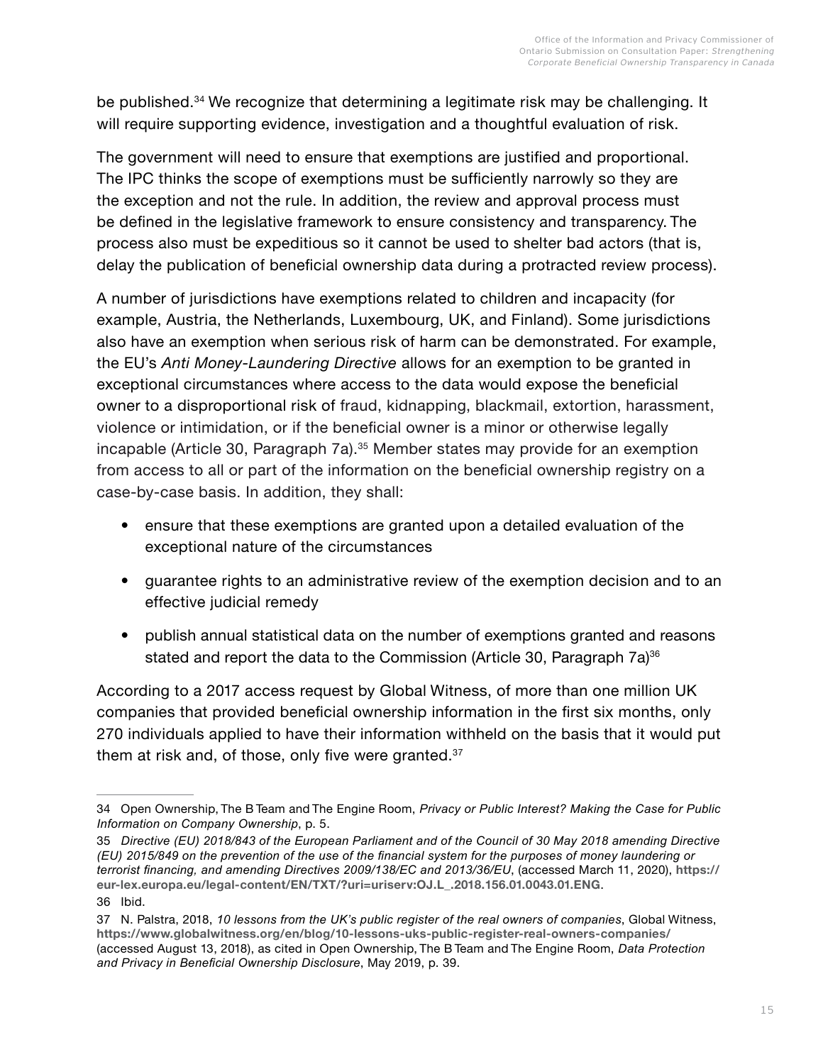be published.[34] We recognize that determining a legitimate risk may be challenging. It will require supporting evidence, investigation and a thoughtful evaluation of risk.

The government will need to ensure that exemptions are justified and proportional. The IPC thinks the scope of exemptions must be sufficiently narrowly so they are the exception and not the rule. In addition, the review and approval process must be defined in the legislative framework to ensure consistency and transparency. The process also must be expeditious so it cannot be used to shelter bad actors (that is, delay the publication of beneficial ownership data during a protracted review process).

A number of jurisdictions have exemptions related to children and incapacity (for example, Austria, the Netherlands, Luxembourg, UK, and Finland). Some jurisdictions also have an exemption when serious risk of harm can be demonstrated. For example, the EU's *Anti Money-Laundering Directive* allows for an exemption to be granted in exceptional circumstances where access to the data would expose the beneficial owner to a disproportional risk of fraud, kidnapping, blackmail, extortion, harassment, violence or intimidation, or if the beneficial owner is a minor or otherwise legally incapable (Article 30, Paragraph 7a).[35] Member states may provide for an exemption from access to all or part of the information on the beneficial ownership registry on a case-by-case basis. In addition, they shall:

- ensure that these exemptions are granted upon a detailed evaluation of the exceptional nature of the circumstances
- guarantee rights to an administrative review of the exemption decision and to an effective judicial remedy
- publish annual statistical data on the number of exemptions granted and reasons stated and report the data to the Commission (Article 30, Paragraph 7a)[36]

According to a 2017 access request by Global Witness, of more than one million UK companies that provided beneficial ownership information in the first six months, only 270 individuals applied to have their information withheld on the basis that it would put them at risk and, of those, only five were granted.[37]

---

34 Open Ownership, The B Team and The Engine Room, *Privacy or Public Interest? Making the Case for Public Information on Company Ownership*, p. 5.

35 *Directive (EU) 2018/843 of the European Parliament and of the Council of 30 May 2018 amending Directive (EU) 2015/849 on the prevention of the use of the financial system for the purposes of money laundering or terrorist financing, and amending Directives 2009/138/EC and 2013/36/EU*, (accessed March 11, 2020), **https://eur-lex.europa.eu/legal-content/EN/TXT/?uri=uriserv:OJ.L_.2018.156.01.0043.01.ENG**.

36 Ibid.

37 N. Palstra, 2018, *10 lessons from the UK's public register of the real owners of companies*, Global Witness, **https://www.globalwitness.org/en/blog/10-lessons-uks-public-register-real-owners-companies/** (accessed August 13, 2018), as cited in Open Ownership, The B Team and The Engine Room, *Data Protection and Privacy in Beneficial Ownership Disclosure*, May 2019, p. 39.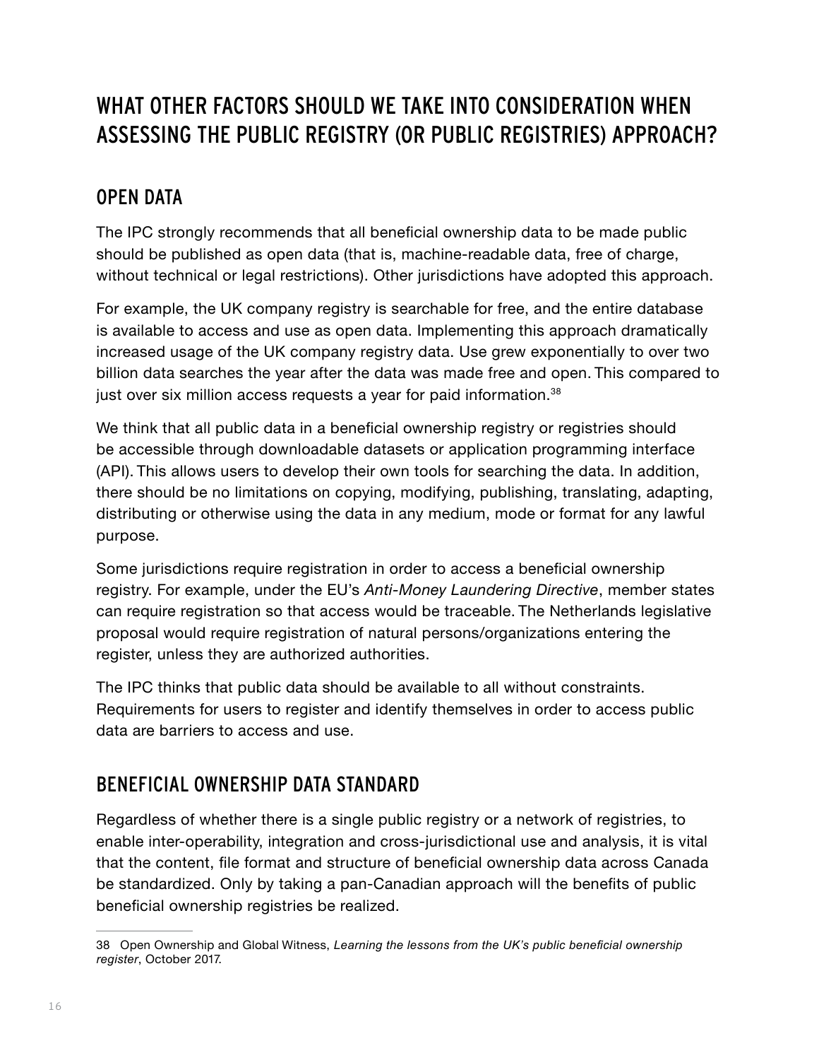## WHAT OTHER FACTORS SHOULD WE TAKE INTO CONSIDERATION WHEN ASSESSING THE PUBLIC REGISTRY (OR PUBLIC REGISTRIES) APPROACH?

### OPEN DATA

The IPC strongly recommends that all beneficial ownership data to be made public should be published as open data (that is, machine-readable data, free of charge, without technical or legal restrictions). Other jurisdictions have adopted this approach.

For example, the UK company registry is searchable for free, and the entire database is available to access and use as open data. Implementing this approach dramatically increased usage of the UK company registry data. Use grew exponentially to over two billion data searches the year after the data was made free and open. This compared to just over six million access requests a year for paid information.[38]

We think that all public data in a beneficial ownership registry or registries should be accessible through downloadable datasets or application programming interface (API). This allows users to develop their own tools for searching the data. In addition, there should be no limitations on copying, modifying, publishing, translating, adapting, distributing or otherwise using the data in any medium, mode or format for any lawful purpose.

Some jurisdictions require registration in order to access a beneficial ownership registry. For example, under the EU's *Anti-Money Laundering Directive*, member states can require registration so that access would be traceable. The Netherlands legislative proposal would require registration of natural persons/organizations entering the register, unless they are authorized authorities.

The IPC thinks that public data should be available to all without constraints. Requirements for users to register and identify themselves in order to access public data are barriers to access and use.

### BENEFICIAL OWNERSHIP DATA STANDARD

Regardless of whether there is a single public registry or a network of registries, to enable inter-operability, integration and cross-jurisdictional use and analysis, it is vital that the content, file format and structure of beneficial ownership data across Canada be standardized. Only by taking a pan-Canadian approach will the benefits of public beneficial ownership registries be realized.

---

38 Open Ownership and Global Witness, *Learning the lessons from the UK's public beneficial ownership register*, October 2017.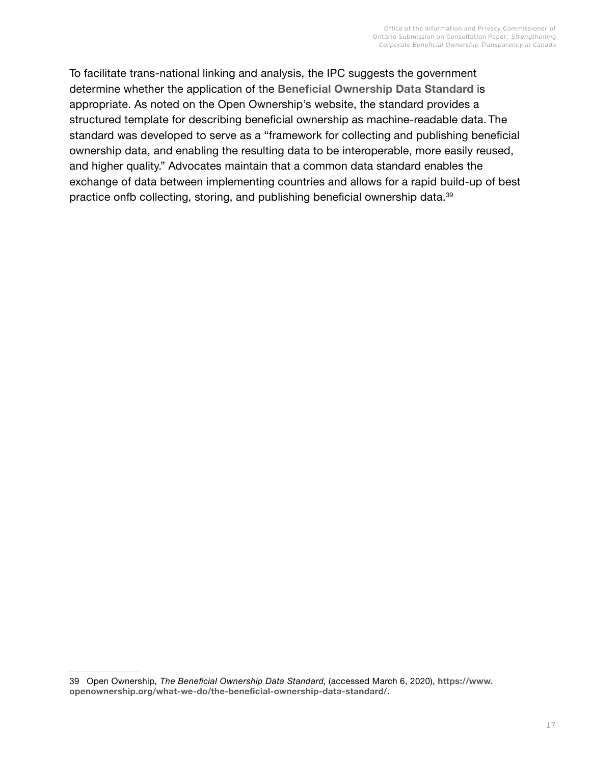To facilitate trans-national linking and analysis, the IPC suggests the government determine whether the application of the **Beneficial Ownership Data Standard** is appropriate. As noted on the Open Ownership's website, the standard provides a structured template for describing beneficial ownership as machine-readable data. The standard was developed to serve as a "framework for collecting and publishing beneficial ownership data, and enabling the resulting data to be interoperable, more easily reused, and higher quality." Advocates maintain that a common data standard enables the exchange of data between implementing countries and allows for a rapid build-up of best practice onfb collecting, storing, and publishing beneficial ownership data.[39]

---

39 Open Ownership, *The Beneficial Ownership Data Standard*, (accessed March 6, 2020), **https://www.openownership.org/what-we-do/the-beneficial-ownership-data-standard/**.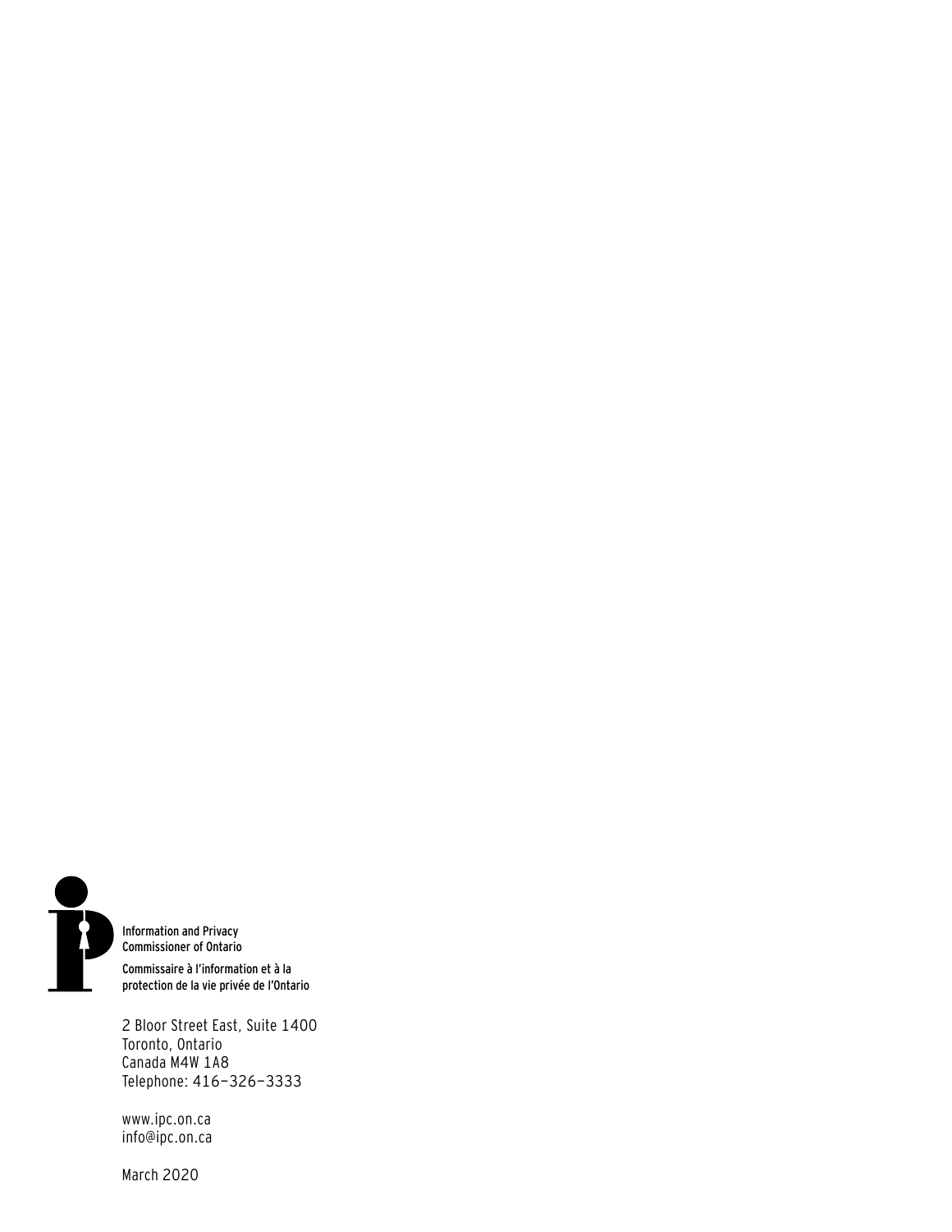Information and Privacy Commissioner of Ontario

Commissaire à l'information et à la protection de la vie privée de l'Ontario

2 Bloor Street East, Suite 1400
Toronto, Ontario
Canada M4W 1A8
Telephone: 416–326–3333

www.ipc.on.ca
info@ipc.on.ca

March 2020